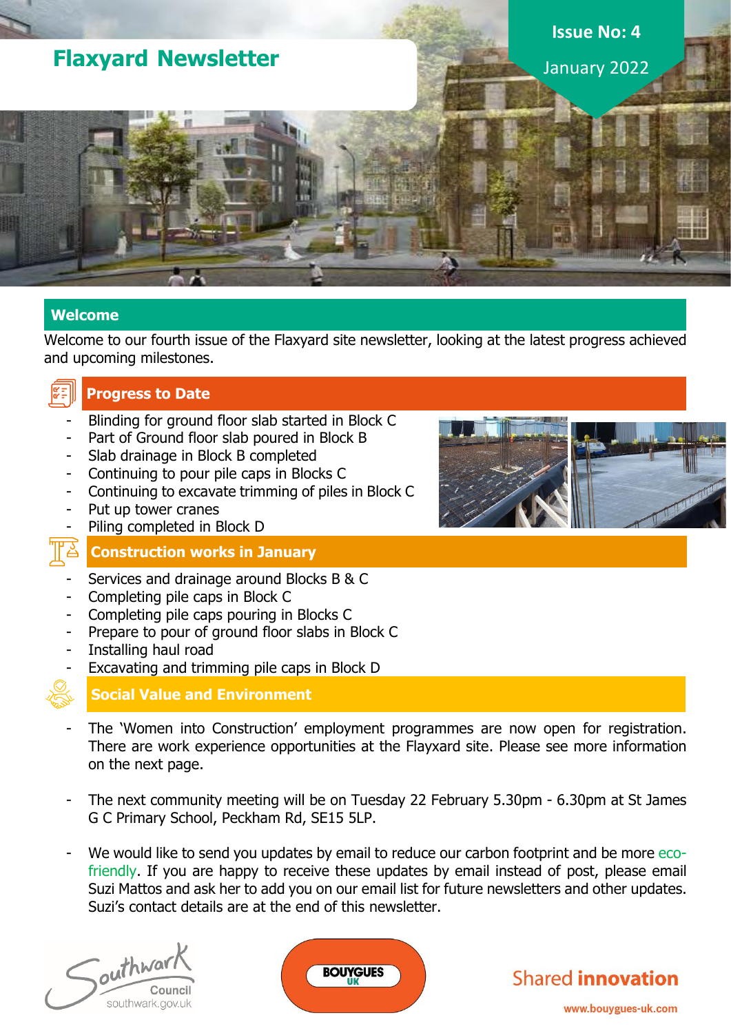# Flaxyard Newsletter

**Issue No: 4**

January 2022

## Welcome

Welcome to our fourth issue of the Flaxyard site newsletter, looking at the latest progress achieved and upcoming milestones.

## Progress to Date

- Blinding for ground floor slab started in Block C
- Part of Ground floor slab poured in Block B
- Slab drainage in Block B completed
- Continuing to pour pile caps in Blocks C
- Continuing to excavate trimming of piles in Block C
- Put up tower cranes
- Piling completed in Block D

## Construction works in January

- Services and drainage around Blocks B & C
- Completing pile caps in Block C
- Completing pile caps pouring in Blocks C
- Prepare to pour of ground floor slabs in Block C
- Installing haul road
- Excavating and trimming pile caps in Block D

## Social Value and Environment

- The 'Women into Construction' employment programmes are now open for registration. There are work experience opportunities at the Flayxard site. Please see more information on the next page.

- The next community meeting will be on Tuesday 22 February 5.30pm - 6.30pm at St James G C Primary School, Peckham Rd, SE15 5LP.

- We would like to send you updates by email to reduce our carbon footprint and be more eco-friendly. If you are happy to receive these updates by email instead of post, please email Suzi Mattos and ask her to add you on our email list for future newsletters and other updates. Suzi's contact details are at the end of this newsletter.

Southwark Council southwark.gov.uk

BOUYGUES UK

Shared **innovation**

www.bouygues-uk.com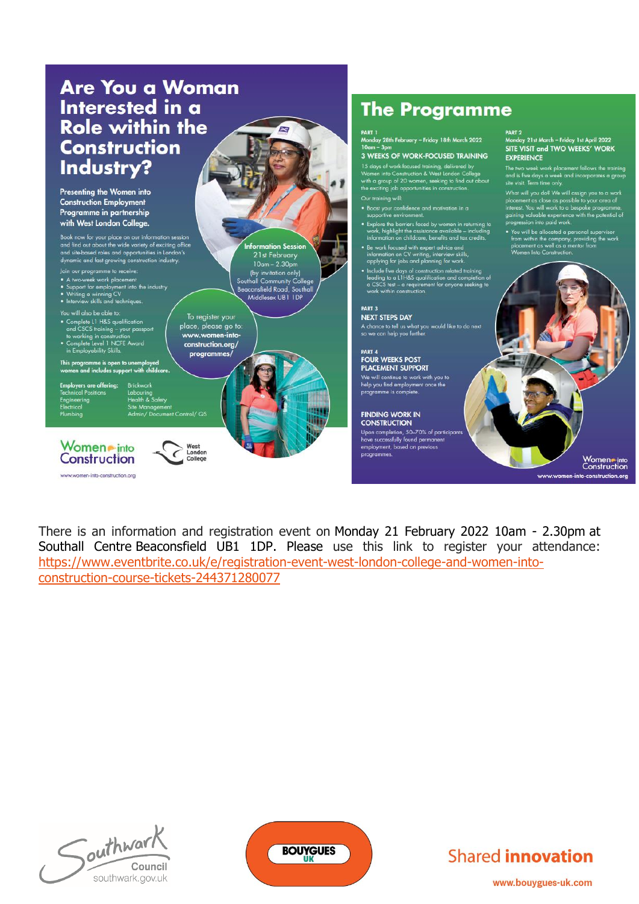# Are You a Woman Interested in a Role within the Construction Industry?

**Presenting the Women into Construction Employment Programme in partnership with West London College.**

Book now for your place on our information session and find out about the wide variety of exciting office and site-based roles and opportunities in London's dynamic and fast growing construction industry.

Join our programme to receive:

- A two-week work placement
- Support for employment into the industry
- Writing a winning CV
- Interview skills and techniques.

You will also be able to:

- Complete L1 H&S qualification and CSCS training – your passport to working in construction
- Complete Level 1 NCFE Award in Employability Skills.

**This programme is open to unemployed women and includes support with childcare.**

**Information Session**
21st February
10am – 2.30pm
(by invitation only)
Southall Community College
Beaconsfield Road, Southall
Middlesex UB1 1DP

To register your place, please go to: **www.women-into-construction.org/programmes/**

| **Employers are offering:** | |
|---|---|
| Technical Positions | Brickwork |
| Engineering | Labouring |
| Electrical | Health & Safety |
| Plumbing | Site Management |
| | Admin/ Document Control/ QS |

Women into Construction — West London College

www.women-into-construction.org

## The Programme

**PART 1**
**Monday 28th February – Friday 18th March 2022**
**10am – 3pm**
**3 WEEKS OF WORK-FOCUSED TRAINING**

15 days of work-focused training, delivered by Women into Construction & West London College with a group of 20 women, seeking to find out about the exciting job opportunities in construction.

Our training will:

- Boost your confidence and motivation in a supportive environment.
- Explore the barriers faced by women in returning to work, highlight the assistance available – including information on childcare, benefits and tax credits.
- Be work focused with expert advice and information on CV writing, interview skills, applying for jobs and planning for work.
- Include five days of construction related training leading to a L1H&S qualification and completion of a CSCS test – a requirement for anyone seeking to work within construction.

**PART 2**
**Monday 21st March – Friday 1st April 2022**
**SITE VISIT and TWO WEEKS' WORK EXPERIENCE**

The two week work placement follows the training and is five days a week and incorporates a group site visit. Term time only.

What will you do? We will assign you to a work placement as close as possible to your area of interest. You will work to a bespoke programme, gaining valuable experience with the potential of progression into paid work.

- You will be allocated a personal supervisor from within the company, providing the work placement as well as a mentor from Women Into Construction.

**PART 3**
**NEXT STEPS DAY**

A chance to tell us what you would like to do next so we can help you further.

**PART 4**
**FOUR WEEKS POST PLACEMENT SUPPORT**

We will continue to work with you to help you find employment once the programme is complete.

**FINDING WORK IN CONSTRUCTION**

Upon completion, 50-70% of participants have successfully found permanent employment, based on previous programmes.

Women into Construction
www.women-into-construction.org

There is an information and registration event on Monday 21 February 2022 10am - 2.30pm at Southall Centre Beaconsfield UB1 1DP. Please use this link to register your attendance: https://www.eventbrite.co.uk/e/registration-event-west-london-college-and-women-into-construction-course-tickets-244371280077

Southwark Council southwark.gov.uk

BOUYGUES UK

Shared **innovation**

www.bouygues-uk.com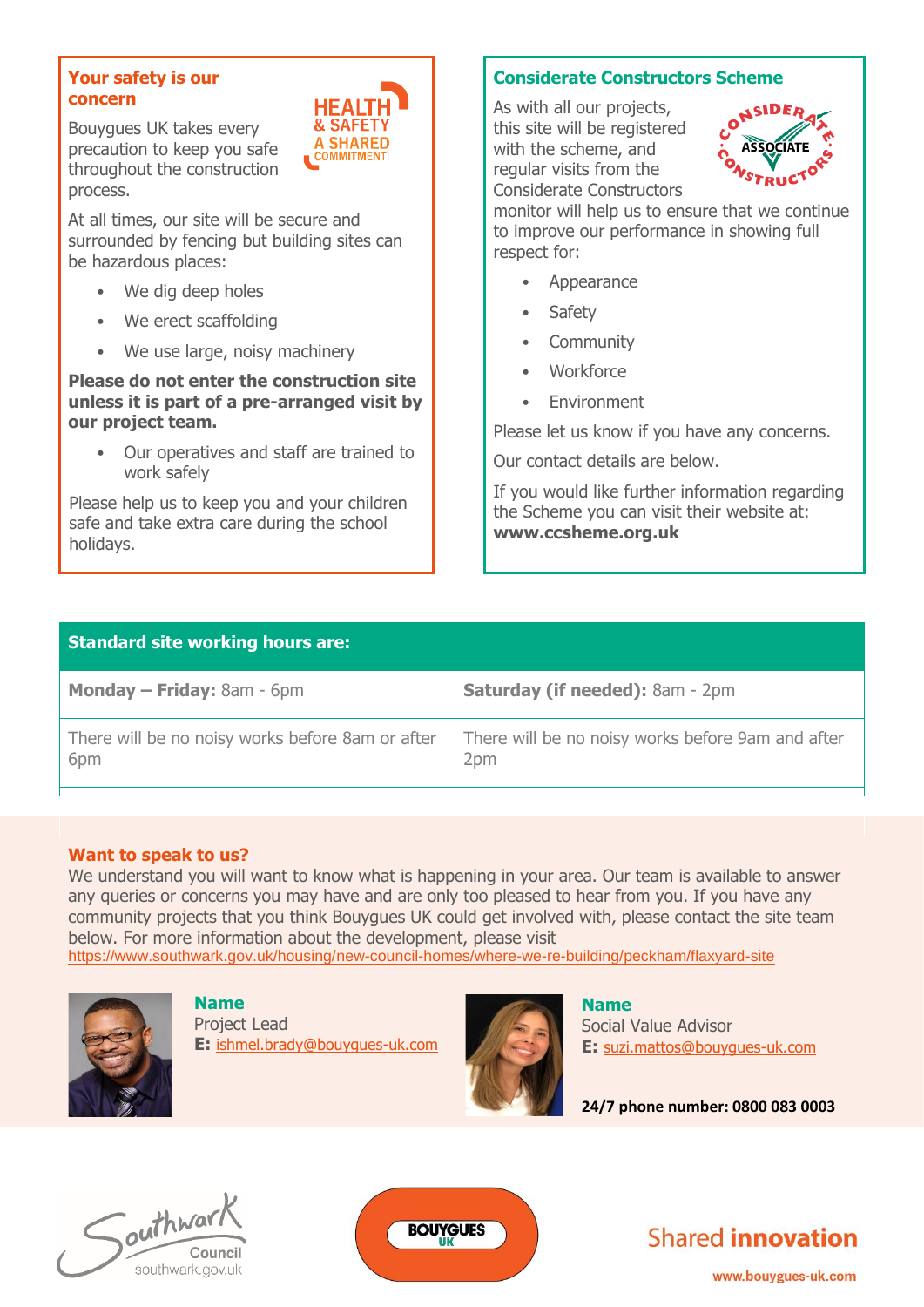## Your safety is our concern

HEALTH & SAFETY A SHARED COMMITMENT!

Bouygues UK takes every precaution to keep you safe throughout the construction process.

At all times, our site will be secure and surrounded by fencing but building sites can be hazardous places:

- We dig deep holes
- We erect scaffolding
- We use large, noisy machinery

**Please do not enter the construction site unless it is part of a pre-arranged visit by our project team.**

- Our operatives and staff are trained to work safely

Please help us to keep you and your children safe and take extra care during the school holidays.

## Considerate Constructors Scheme

As with all our projects, this site will be registered with the scheme, and regular visits from the Considerate Constructors monitor will help us to ensure that we continue to improve our performance in showing full respect for:

- Appearance
- Safety
- Community
- Workforce
- Environment

Please let us know if you have any concerns.

Our contact details are below.

If you would like further information regarding the Scheme you can visit their website at: **www.ccsheme.org.uk**

| Standard site working hours are: | |
|---|---|
| **Monday – Friday:** 8am - 6pm | **Saturday (if needed):** 8am - 2pm |
| There will be no noisy works before 8am or after 6pm | There will be no noisy works before 9am and after 2pm |

## Want to speak to us?

We understand you will want to know what is happening in your area. Our team is available to answer any queries or concerns you may have and are only too pleased to hear from you. If you have any community projects that you think Bouygues UK could get involved with, please contact the site team below. For more information about the development, please visit https://www.southwark.gov.uk/housing/new-council-homes/where-we-re-building/peckham/flaxyard-site

**Name**
Project Lead
**E:** ishmel.brady@bouygues-uk.com

**Name**
Social Value Advisor
**E:** suzi.mattos@bouygues-uk.com

**24/7 phone number: 0800 083 0003**

Southwark Council southwark.gov.uk

BOUYGUES UK

Shared **innovation**

www.bouygues-uk.com